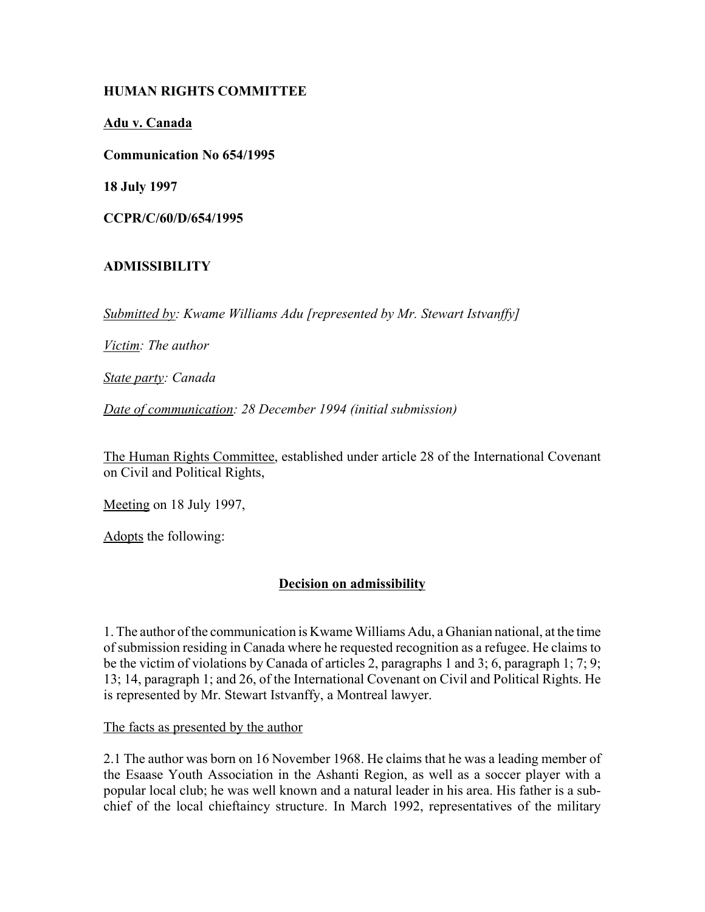**HUMAN RIGHTS COMMITTEE**

**Adu v. Canada**

**Communication No 654/1995**

**18 July 1997**

**CCPR/C/60/D/654/1995**

**ADMISSIBILITY**

*Submitted by: Kwame Williams Adu [represented by Mr. Stewart Istvanffy]*

*Victim: The author*

*State party: Canada*

*Date of communication: 28 December 1994 (initial submission)*

The Human Rights Committee, established under article 28 of the International Covenant on Civil and Political Rights,

Meeting on 18 July 1997,

Adopts the following:

**Decision on admissibility**

1. The author of the communication is Kwame Williams Adu, a Ghanian national, at the time of submission residing in Canada where he requested recognition as a refugee. He claims to be the victim of violations by Canada of articles 2, paragraphs 1 and 3; 6, paragraph 1; 7; 9; 13; 14, paragraph 1; and 26, of the International Covenant on Civil and Political Rights. He is represented by Mr. Stewart Istvanffy, a Montreal lawyer.

The facts as presented by the author

2.1 The author was born on 16 November 1968. He claims that he was a leading member of the Esaase Youth Association in the Ashanti Region, as well as a soccer player with a popular local club; he was well known and a natural leader in his area. His father is a sub-chief of the local chieftaincy structure. In March 1992, representatives of the military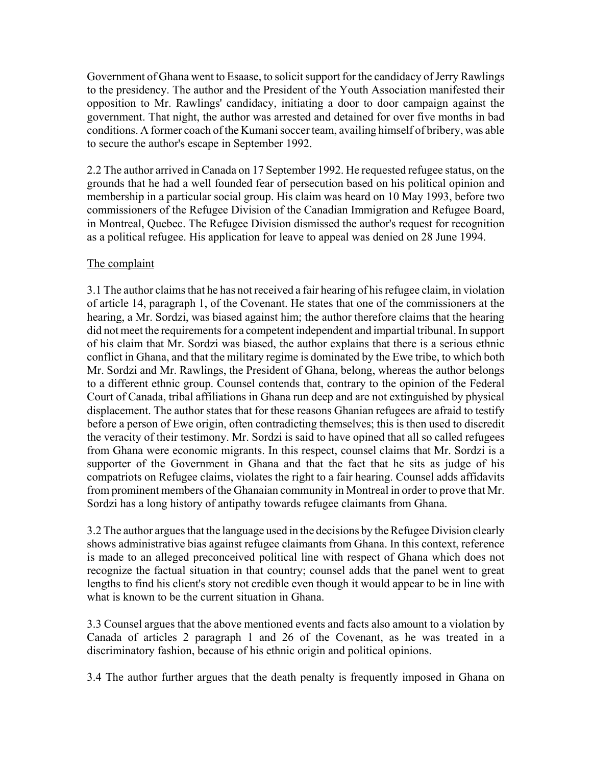Government of Ghana went to Esaase, to solicit support for the candidacy of Jerry Rawlings to the presidency. The author and the President of the Youth Association manifested their opposition to Mr. Rawlings' candidacy, initiating a door to door campaign against the government. That night, the author was arrested and detained for over five months in bad conditions. A former coach of the Kumani soccer team, availing himself of bribery, was able to secure the author's escape in September 1992.

2.2 The author arrived in Canada on 17 September 1992. He requested refugee status, on the grounds that he had a well founded fear of persecution based on his political opinion and membership in a particular social group. His claim was heard on 10 May 1993, before two commissioners of the Refugee Division of the Canadian Immigration and Refugee Board, in Montreal, Quebec. The Refugee Division dismissed the author's request for recognition as a political refugee. His application for leave to appeal was denied on 28 June 1994.

The complaint

3.1 The author claims that he has not received a fair hearing of his refugee claim, in violation of article 14, paragraph 1, of the Covenant. He states that one of the commissioners at the hearing, a Mr. Sordzi, was biased against him; the author therefore claims that the hearing did not meet the requirements for a competent independent and impartial tribunal. In support of his claim that Mr. Sordzi was biased, the author explains that there is a serious ethnic conflict in Ghana, and that the military regime is dominated by the Ewe tribe, to which both Mr. Sordzi and Mr. Rawlings, the President of Ghana, belong, whereas the author belongs to a different ethnic group. Counsel contends that, contrary to the opinion of the Federal Court of Canada, tribal affiliations in Ghana run deep and are not extinguished by physical displacement. The author states that for these reasons Ghanian refugees are afraid to testify before a person of Ewe origin, often contradicting themselves; this is then used to discredit the veracity of their testimony. Mr. Sordzi is said to have opined that all so called refugees from Ghana were economic migrants. In this respect, counsel claims that Mr. Sordzi is a supporter of the Government in Ghana and that the fact that he sits as judge of his compatriots on Refugee claims, violates the right to a fair hearing. Counsel adds affidavits from prominent members of the Ghanaian community in Montreal in order to prove that Mr. Sordzi has a long history of antipathy towards refugee claimants from Ghana.

3.2 The author argues that the language used in the decisions by the Refugee Division clearly shows administrative bias against refugee claimants from Ghana. In this context, reference is made to an alleged preconceived political line with respect of Ghana which does not recognize the factual situation in that country; counsel adds that the panel went to great lengths to find his client's story not credible even though it would appear to be in line with what is known to be the current situation in Ghana.

3.3 Counsel argues that the above mentioned events and facts also amount to a violation by Canada of articles 2 paragraph 1 and 26 of the Covenant, as he was treated in a discriminatory fashion, because of his ethnic origin and political opinions.

3.4 The author further argues that the death penalty is frequently imposed in Ghana on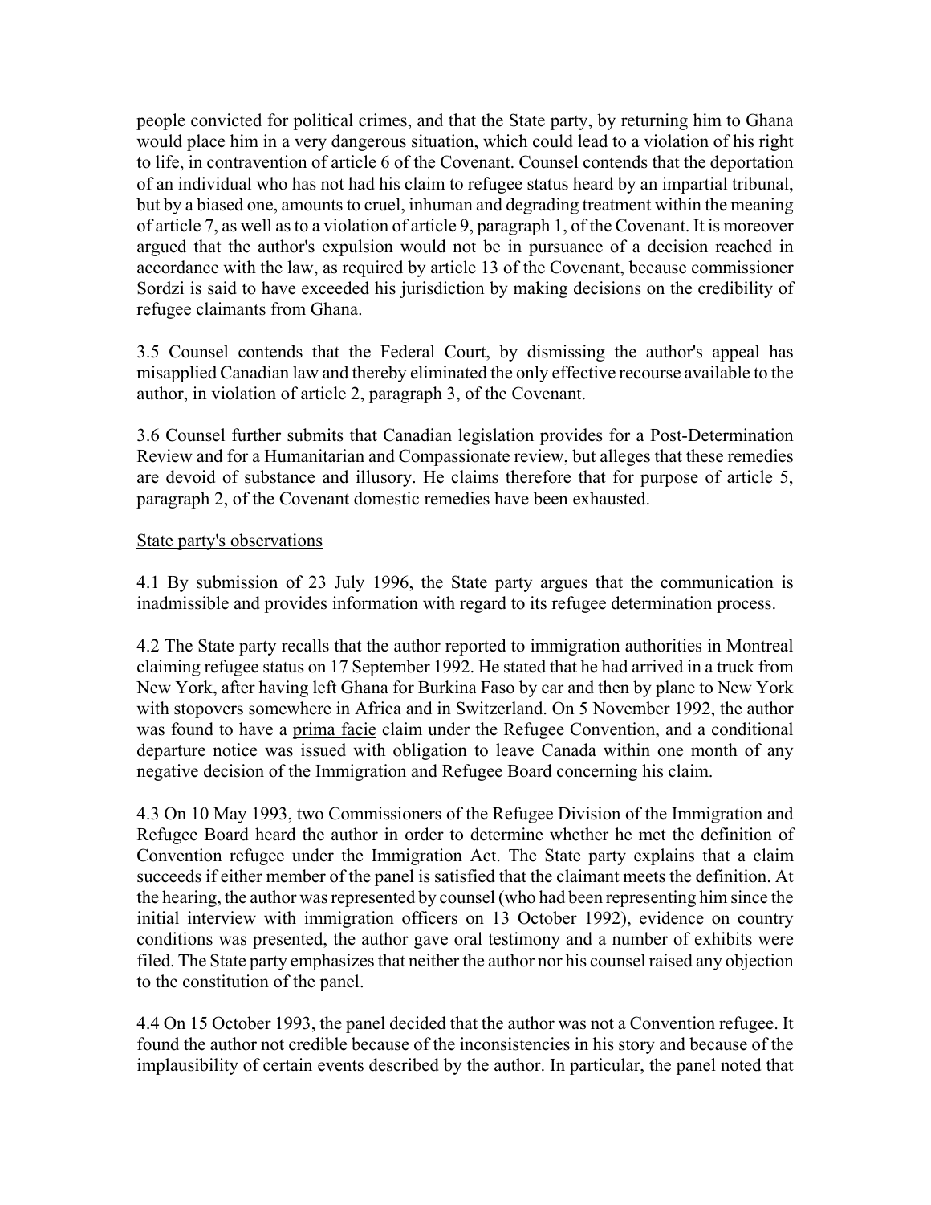people convicted for political crimes, and that the State party, by returning him to Ghana would place him in a very dangerous situation, which could lead to a violation of his right to life, in contravention of article 6 of the Covenant. Counsel contends that the deportation of an individual who has not had his claim to refugee status heard by an impartial tribunal, but by a biased one, amounts to cruel, inhuman and degrading treatment within the meaning of article 7, as well as to a violation of article 9, paragraph 1, of the Covenant. It is moreover argued that the author's expulsion would not be in pursuance of a decision reached in accordance with the law, as required by article 13 of the Covenant, because commissioner Sordzi is said to have exceeded his jurisdiction by making decisions on the credibility of refugee claimants from Ghana.

3.5 Counsel contends that the Federal Court, by dismissing the author's appeal has misapplied Canadian law and thereby eliminated the only effective recourse available to the author, in violation of article 2, paragraph 3, of the Covenant.

3.6 Counsel further submits that Canadian legislation provides for a Post-Determination Review and for a Humanitarian and Compassionate review, but alleges that these remedies are devoid of substance and illusory. He claims therefore that for purpose of article 5, paragraph 2, of the Covenant domestic remedies have been exhausted.

State party's observations

4.1 By submission of 23 July 1996, the State party argues that the communication is inadmissible and provides information with regard to its refugee determination process.

4.2 The State party recalls that the author reported to immigration authorities in Montreal claiming refugee status on 17 September 1992. He stated that he had arrived in a truck from New York, after having left Ghana for Burkina Faso by car and then by plane to New York with stopovers somewhere in Africa and in Switzerland. On 5 November 1992, the author was found to have a prima facie claim under the Refugee Convention, and a conditional departure notice was issued with obligation to leave Canada within one month of any negative decision of the Immigration and Refugee Board concerning his claim.

4.3 On 10 May 1993, two Commissioners of the Refugee Division of the Immigration and Refugee Board heard the author in order to determine whether he met the definition of Convention refugee under the Immigration Act. The State party explains that a claim succeeds if either member of the panel is satisfied that the claimant meets the definition. At the hearing, the author was represented by counsel (who had been representing him since the initial interview with immigration officers on 13 October 1992), evidence on country conditions was presented, the author gave oral testimony and a number of exhibits were filed. The State party emphasizes that neither the author nor his counsel raised any objection to the constitution of the panel.

4.4 On 15 October 1993, the panel decided that the author was not a Convention refugee. It found the author not credible because of the inconsistencies in his story and because of the implausibility of certain events described by the author. In particular, the panel noted that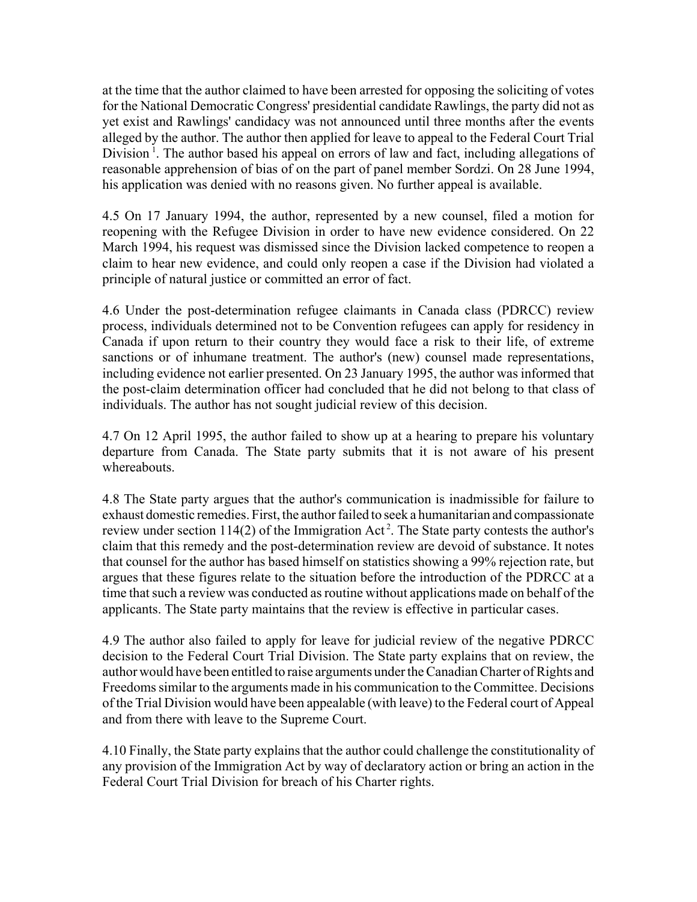at the time that the author claimed to have been arrested for opposing the soliciting of votes for the National Democratic Congress' presidential candidate Rawlings, the party did not as yet exist and Rawlings' candidacy was not announced until three months after the events alleged by the author. The author then applied for leave to appeal to the Federal Court Trial Division [1]. The author based his appeal on errors of law and fact, including allegations of reasonable apprehension of bias of on the part of panel member Sordzi. On 28 June 1994, his application was denied with no reasons given. No further appeal is available.

4.5 On 17 January 1994, the author, represented by a new counsel, filed a motion for reopening with the Refugee Division in order to have new evidence considered. On 22 March 1994, his request was dismissed since the Division lacked competence to reopen a claim to hear new evidence, and could only reopen a case if the Division had violated a principle of natural justice or committed an error of fact.

4.6 Under the post-determination refugee claimants in Canada class (PDRCC) review process, individuals determined not to be Convention refugees can apply for residency in Canada if upon return to their country they would face a risk to their life, of extreme sanctions or of inhumane treatment. The author's (new) counsel made representations, including evidence not earlier presented. On 23 January 1995, the author was informed that the post-claim determination officer had concluded that he did not belong to that class of individuals. The author has not sought judicial review of this decision.

4.7 On 12 April 1995, the author failed to show up at a hearing to prepare his voluntary departure from Canada. The State party submits that it is not aware of his present whereabouts.

4.8 The State party argues that the author's communication is inadmissible for failure to exhaust domestic remedies. First, the author failed to seek a humanitarian and compassionate review under section 114(2) of the Immigration Act [2]. The State party contests the author's claim that this remedy and the post-determination review are devoid of substance. It notes that counsel for the author has based himself on statistics showing a 99% rejection rate, but argues that these figures relate to the situation before the introduction of the PDRCC at a time that such a review was conducted as routine without applications made on behalf of the applicants. The State party maintains that the review is effective in particular cases.

4.9 The author also failed to apply for leave for judicial review of the negative PDRCC decision to the Federal Court Trial Division. The State party explains that on review, the author would have been entitled to raise arguments under the Canadian Charter of Rights and Freedoms similar to the arguments made in his communication to the Committee. Decisions of the Trial Division would have been appealable (with leave) to the Federal court of Appeal and from there with leave to the Supreme Court.

4.10 Finally, the State party explains that the author could challenge the constitutionality of any provision of the Immigration Act by way of declaratory action or bring an action in the Federal Court Trial Division for breach of his Charter rights.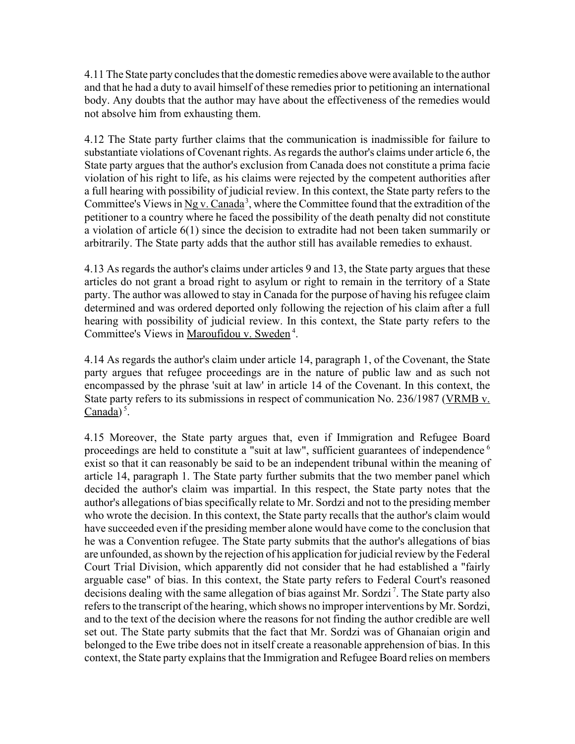4.11 The State party concludes that the domestic remedies above were available to the author and that he had a duty to avail himself of these remedies prior to petitioning an international body. Any doubts that the author may have about the effectiveness of the remedies would not absolve him from exhausting them.

4.12 The State party further claims that the communication is inadmissible for failure to substantiate violations of Covenant rights. As regards the author's claims under article 6, the State party argues that the author's exclusion from Canada does not constitute a prima facie violation of his right to life, as his claims were rejected by the competent authorities after a full hearing with possibility of judicial review. In this context, the State party refers to the Committee's Views in Ng v. Canada[3], where the Committee found that the extradition of the petitioner to a country where he faced the possibility of the death penalty did not constitute a violation of article 6(1) since the decision to extradite had not been taken summarily or arbitrarily. The State party adds that the author still has available remedies to exhaust.

4.13 As regards the author's claims under articles 9 and 13, the State party argues that these articles do not grant a broad right to asylum or right to remain in the territory of a State party. The author was allowed to stay in Canada for the purpose of having his refugee claim determined and was ordered deported only following the rejection of his claim after a full hearing with possibility of judicial review. In this context, the State party refers to the Committee's Views in Maroufidou v. Sweden[4].

4.14 As regards the author's claim under article 14, paragraph 1, of the Covenant, the State party argues that refugee proceedings are in the nature of public law and as such not encompassed by the phrase 'suit at law' in article 14 of the Covenant. In this context, the State party refers to its submissions in respect of communication No. 236/1987 (VRMB v. Canada)[5].

4.15 Moreover, the State party argues that, even if Immigration and Refugee Board proceedings are held to constitute a "suit at law", sufficient guarantees of independence[6] exist so that it can reasonably be said to be an independent tribunal within the meaning of article 14, paragraph 1. The State party further submits that the two member panel which decided the author's claim was impartial. In this respect, the State party notes that the author's allegations of bias specifically relate to Mr. Sordzi and not to the presiding member who wrote the decision. In this context, the State party recalls that the author's claim would have succeeded even if the presiding member alone would have come to the conclusion that he was a Convention refugee. The State party submits that the author's allegations of bias are unfounded, as shown by the rejection of his application for judicial review by the Federal Court Trial Division, which apparently did not consider that he had established a "fairly arguable case" of bias. In this context, the State party refers to Federal Court's reasoned decisions dealing with the same allegation of bias against Mr. Sordzi[7]. The State party also refers to the transcript of the hearing, which shows no improper interventions by Mr. Sordzi, and to the text of the decision where the reasons for not finding the author credible are well set out. The State party submits that the fact that Mr. Sordzi was of Ghanaian origin and belonged to the Ewe tribe does not in itself create a reasonable apprehension of bias. In this context, the State party explains that the Immigration and Refugee Board relies on members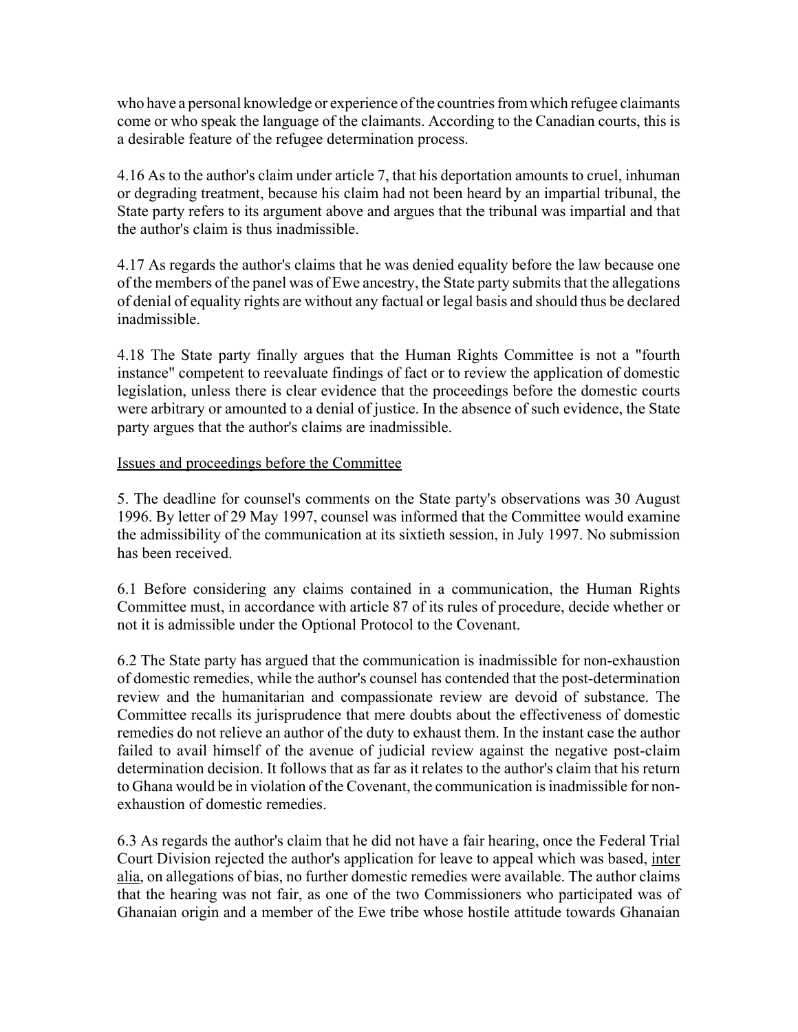who have a personal knowledge or experience of the countries from which refugee claimants come or who speak the language of the claimants. According to the Canadian courts, this is a desirable feature of the refugee determination process.

4.16 As to the author's claim under article 7, that his deportation amounts to cruel, inhuman or degrading treatment, because his claim had not been heard by an impartial tribunal, the State party refers to its argument above and argues that the tribunal was impartial and that the author's claim is thus inadmissible.

4.17 As regards the author's claims that he was denied equality before the law because one of the members of the panel was of Ewe ancestry, the State party submits that the allegations of denial of equality rights are without any factual or legal basis and should thus be declared inadmissible.

4.18 The State party finally argues that the Human Rights Committee is not a "fourth instance" competent to reevaluate findings of fact or to review the application of domestic legislation, unless there is clear evidence that the proceedings before the domestic courts were arbitrary or amounted to a denial of justice. In the absence of such evidence, the State party argues that the author's claims are inadmissible.

Issues and proceedings before the Committee

5. The deadline for counsel's comments on the State party's observations was 30 August 1996. By letter of 29 May 1997, counsel was informed that the Committee would examine the admissibility of the communication at its sixtieth session, in July 1997. No submission has been received.

6.1 Before considering any claims contained in a communication, the Human Rights Committee must, in accordance with article 87 of its rules of procedure, decide whether or not it is admissible under the Optional Protocol to the Covenant.

6.2 The State party has argued that the communication is inadmissible for non-exhaustion of domestic remedies, while the author's counsel has contended that the post-determination review and the humanitarian and compassionate review are devoid of substance. The Committee recalls its jurisprudence that mere doubts about the effectiveness of domestic remedies do not relieve an author of the duty to exhaust them. In the instant case the author failed to avail himself of the avenue of judicial review against the negative post-claim determination decision. It follows that as far as it relates to the author's claim that his return to Ghana would be in violation of the Covenant, the communication is inadmissible for non-exhaustion of domestic remedies.

6.3 As regards the author's claim that he did not have a fair hearing, once the Federal Trial Court Division rejected the author's application for leave to appeal which was based, inter alia, on allegations of bias, no further domestic remedies were available. The author claims that the hearing was not fair, as one of the two Commissioners who participated was of Ghanaian origin and a member of the Ewe tribe whose hostile attitude towards Ghanaian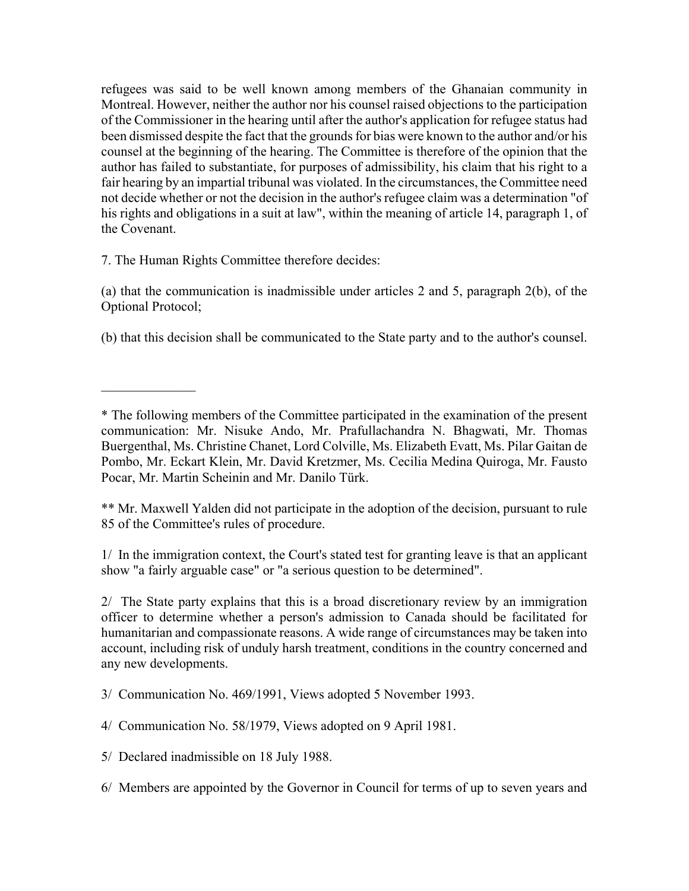refugees was said to be well known among members of the Ghanaian community in Montreal. However, neither the author nor his counsel raised objections to the participation of the Commissioner in the hearing until after the author's application for refugee status had been dismissed despite the fact that the grounds for bias were known to the author and/or his counsel at the beginning of the hearing. The Committee is therefore of the opinion that the author has failed to substantiate, for purposes of admissibility, his claim that his right to a fair hearing by an impartial tribunal was violated. In the circumstances, the Committee need not decide whether or not the decision in the author's refugee claim was a determination "of his rights and obligations in a suit at law", within the meaning of article 14, paragraph 1, of the Covenant.

7. The Human Rights Committee therefore decides:

(a) that the communication is inadmissible under articles 2 and 5, paragraph 2(b), of the Optional Protocol;

(b) that this decision shall be communicated to the State party and to the author's counsel.

______________

* The following members of the Committee participated in the examination of the present communication: Mr. Nisuke Ando, Mr. Prafullachandra N. Bhagwati, Mr. Thomas Buergenthal, Ms. Christine Chanet, Lord Colville, Ms. Elizabeth Evatt, Ms. Pilar Gaitan de Pombo, Mr. Eckart Klein, Mr. David Kretzmer, Ms. Cecilia Medina Quiroga, Mr. Fausto Pocar, Mr. Martin Scheinin and Mr. Danilo Türk.

** Mr. Maxwell Yalden did not participate in the adoption of the decision, pursuant to rule 85 of the Committee's rules of procedure.

1/ In the immigration context, the Court's stated test for granting leave is that an applicant show "a fairly arguable case" or "a serious question to be determined".

2/ The State party explains that this is a broad discretionary review by an immigration officer to determine whether a person's admission to Canada should be facilitated for humanitarian and compassionate reasons. A wide range of circumstances may be taken into account, including risk of unduly harsh treatment, conditions in the country concerned and any new developments.

3/ Communication No. 469/1991, Views adopted 5 November 1993.

4/ Communication No. 58/1979, Views adopted on 9 April 1981.

5/ Declared inadmissible on 18 July 1988.

6/ Members are appointed by the Governor in Council for terms of up to seven years and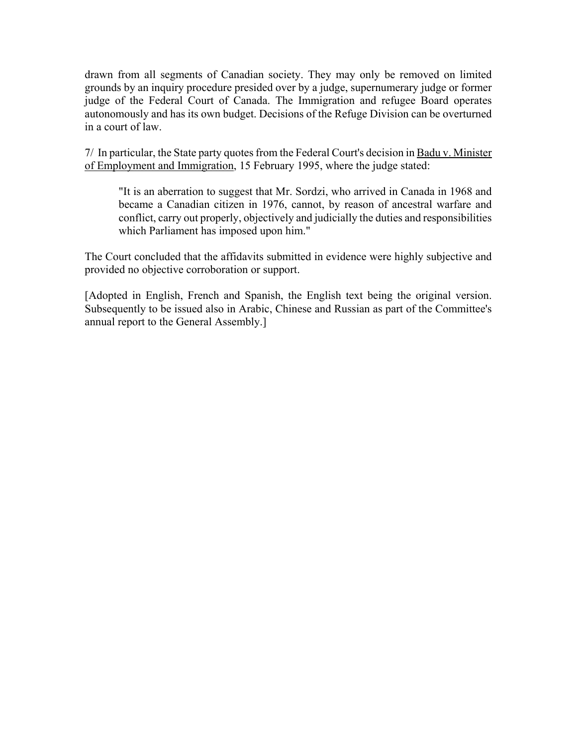drawn from all segments of Canadian society. They may only be removed on limited grounds by an inquiry procedure presided over by a judge, supernumerary judge or former judge of the Federal Court of Canada. The Immigration and refugee Board operates autonomously and has its own budget. Decisions of the Refuge Division can be overturned in a court of law.

7/ In particular, the State party quotes from the Federal Court's decision in Badu v. Minister of Employment and Immigration, 15 February 1995, where the judge stated:

> "It is an aberration to suggest that Mr. Sordzi, who arrived in Canada in 1968 and became a Canadian citizen in 1976, cannot, by reason of ancestral warfare and conflict, carry out properly, objectively and judicially the duties and responsibilities which Parliament has imposed upon him."

The Court concluded that the affidavits submitted in evidence were highly subjective and provided no objective corroboration or support.

[Adopted in English, French and Spanish, the English text being the original version. Subsequently to be issued also in Arabic, Chinese and Russian as part of the Committee's annual report to the General Assembly.]